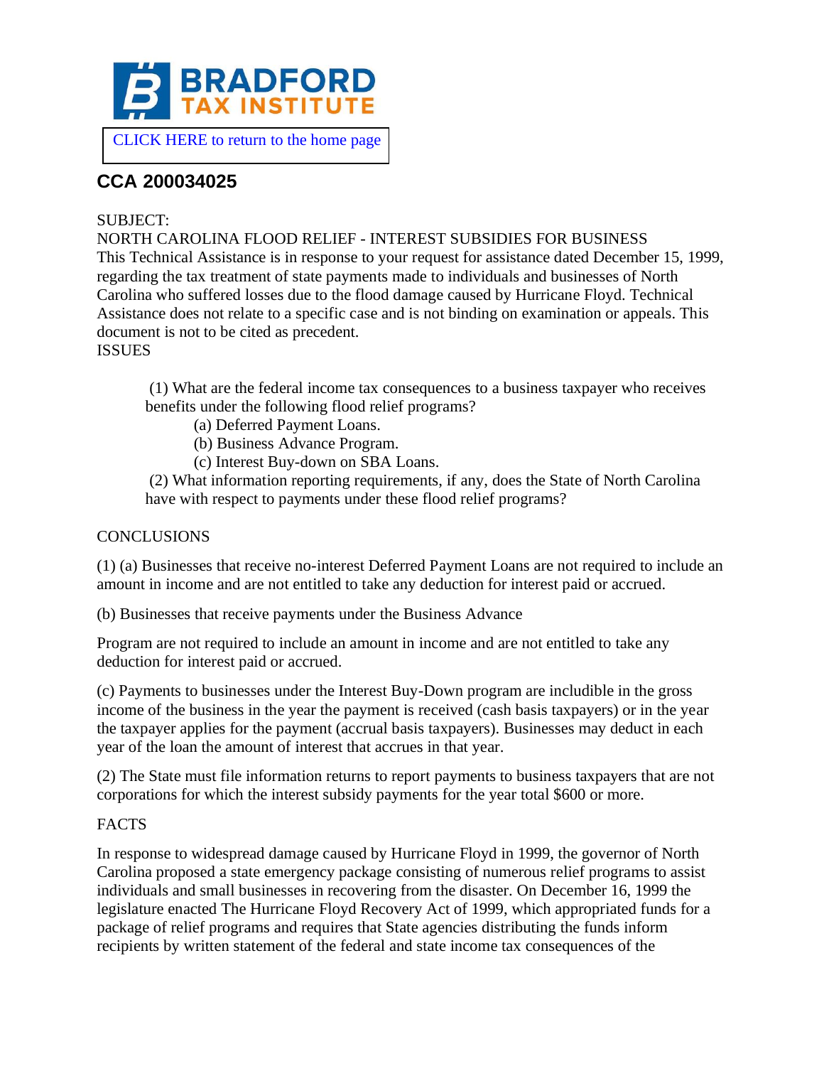BRADFORD TAX INSTITUTE

CLICK HERE to return to the home page

## CCA 200034025

SUBJECT:
NORTH CAROLINA FLOOD RELIEF - INTEREST SUBSIDIES FOR BUSINESS
This Technical Assistance is in response to your request for assistance dated December 15, 1999, regarding the tax treatment of state payments made to individuals and businesses of North Carolina who suffered losses due to the flood damage caused by Hurricane Floyd. Technical Assistance does not relate to a specific case and is not binding on examination or appeals. This document is not to be cited as precedent.
ISSUES

(1) What are the federal income tax consequences to a business taxpayer who receives benefits under the following flood relief programs?
- (a) Deferred Payment Loans.
- (b) Business Advance Program.
- (c) Interest Buy-down on SBA Loans.

(2) What information reporting requirements, if any, does the State of North Carolina have with respect to payments under these flood relief programs?

CONCLUSIONS

(1) (a) Businesses that receive no-interest Deferred Payment Loans are not required to include an amount in income and are not entitled to take any deduction for interest paid or accrued.

(b) Businesses that receive payments under the Business Advance

Program are not required to include an amount in income and are not entitled to take any deduction for interest paid or accrued.

(c) Payments to businesses under the Interest Buy-Down program are includible in the gross income of the business in the year the payment is received (cash basis taxpayers) or in the year the taxpayer applies for the payment (accrual basis taxpayers). Businesses may deduct in each year of the loan the amount of interest that accrues in that year.

(2) The State must file information returns to report payments to business taxpayers that are not corporations for which the interest subsidy payments for the year total $600 or more.

FACTS

In response to widespread damage caused by Hurricane Floyd in 1999, the governor of North Carolina proposed a state emergency package consisting of numerous relief programs to assist individuals and small businesses in recovering from the disaster. On December 16, 1999 the legislature enacted The Hurricane Floyd Recovery Act of 1999, which appropriated funds for a package of relief programs and requires that State agencies distributing the funds inform recipients by written statement of the federal and state income tax consequences of the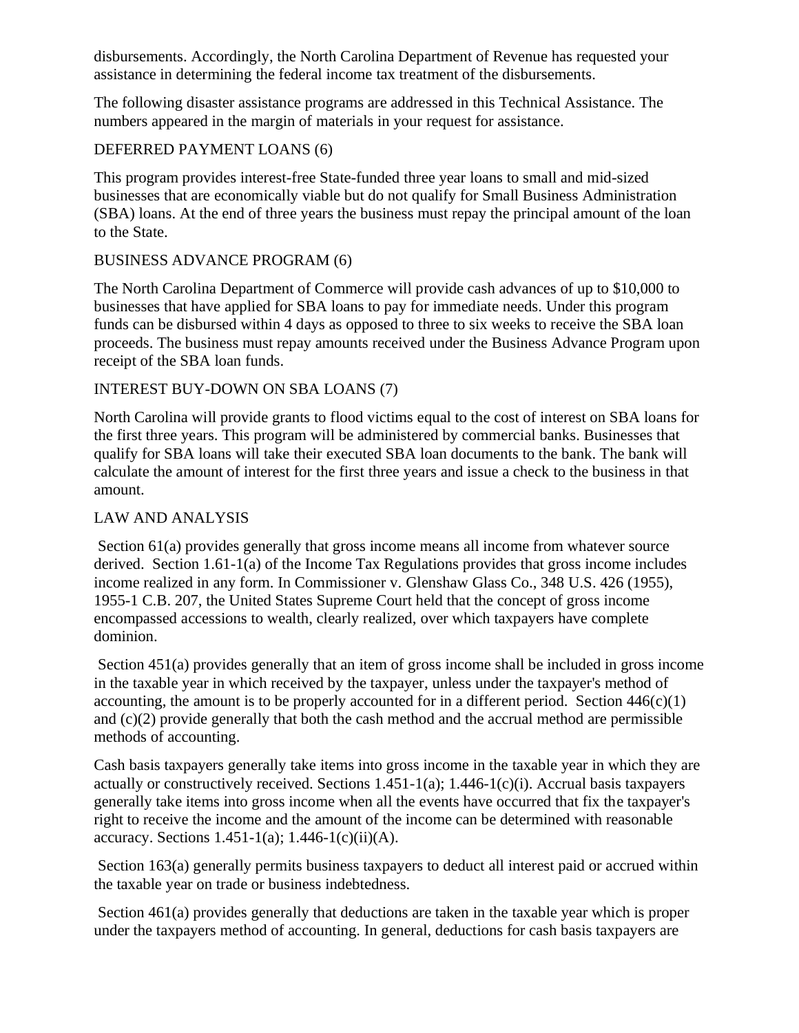disbursements. Accordingly, the North Carolina Department of Revenue has requested your assistance in determining the federal income tax treatment of the disbursements.

The following disaster assistance programs are addressed in this Technical Assistance. The numbers appeared in the margin of materials in your request for assistance.

DEFERRED PAYMENT LOANS (6)

This program provides interest-free State-funded three year loans to small and mid-sized businesses that are economically viable but do not qualify for Small Business Administration (SBA) loans. At the end of three years the business must repay the principal amount of the loan to the State.

BUSINESS ADVANCE PROGRAM (6)

The North Carolina Department of Commerce will provide cash advances of up to $10,000 to businesses that have applied for SBA loans to pay for immediate needs. Under this program funds can be disbursed within 4 days as opposed to three to six weeks to receive the SBA loan proceeds. The business must repay amounts received under the Business Advance Program upon receipt of the SBA loan funds.

INTEREST BUY-DOWN ON SBA LOANS (7)

North Carolina will provide grants to flood victims equal to the cost of interest on SBA loans for the first three years. This program will be administered by commercial banks. Businesses that qualify for SBA loans will take their executed SBA loan documents to the bank. The bank will calculate the amount of interest for the first three years and issue a check to the business in that amount.

LAW AND ANALYSIS

Section 61(a) provides generally that gross income means all income from whatever source derived. Section 1.61-1(a) of the Income Tax Regulations provides that gross income includes income realized in any form. In Commissioner v. Glenshaw Glass Co., 348 U.S. 426 (1955), 1955-1 C.B. 207, the United States Supreme Court held that the concept of gross income encompassed accessions to wealth, clearly realized, over which taxpayers have complete dominion.

Section 451(a) provides generally that an item of gross income shall be included in gross income in the taxable year in which received by the taxpayer, unless under the taxpayer's method of accounting, the amount is to be properly accounted for in a different period. Section 446(c)(1) and (c)(2) provide generally that both the cash method and the accrual method are permissible methods of accounting.

Cash basis taxpayers generally take items into gross income in the taxable year in which they are actually or constructively received. Sections 1.451-1(a); 1.446-1(c)(i). Accrual basis taxpayers generally take items into gross income when all the events have occurred that fix the taxpayer's right to receive the income and the amount of the income can be determined with reasonable accuracy. Sections 1.451-1(a); 1.446-1(c)(ii)(A).

Section 163(a) generally permits business taxpayers to deduct all interest paid or accrued within the taxable year on trade or business indebtedness.

Section 461(a) provides generally that deductions are taken in the taxable year which is proper under the taxpayers method of accounting. In general, deductions for cash basis taxpayers are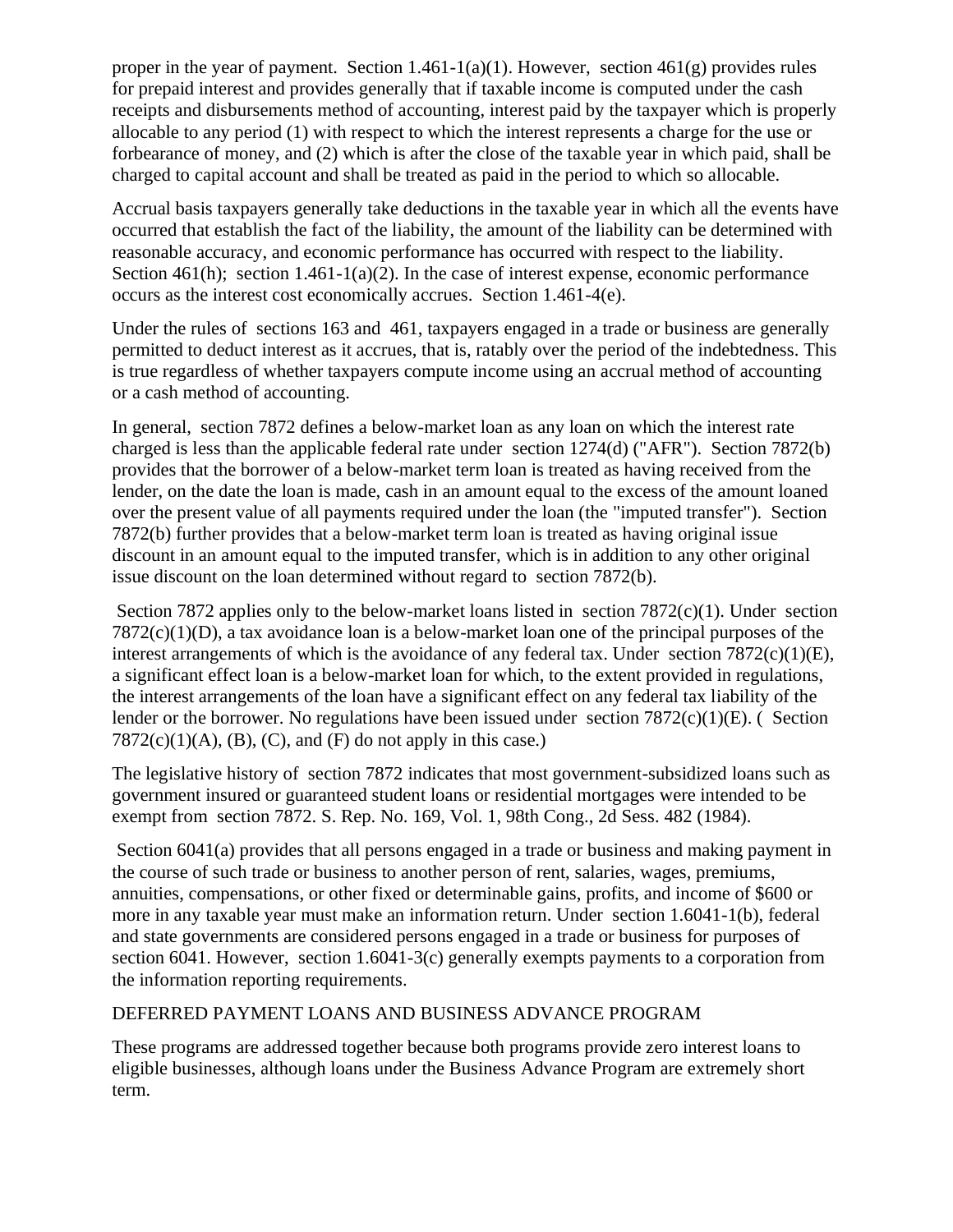proper in the year of payment. Section 1.461-1(a)(1). However, section 461(g) provides rules for prepaid interest and provides generally that if taxable income is computed under the cash receipts and disbursements method of accounting, interest paid by the taxpayer which is properly allocable to any period (1) with respect to which the interest represents a charge for the use or forbearance of money, and (2) which is after the close of the taxable year in which paid, shall be charged to capital account and shall be treated as paid in the period to which so allocable.

Accrual basis taxpayers generally take deductions in the taxable year in which all the events have occurred that establish the fact of the liability, the amount of the liability can be determined with reasonable accuracy, and economic performance has occurred with respect to the liability. Section 461(h); section 1.461-1(a)(2). In the case of interest expense, economic performance occurs as the interest cost economically accrues. Section 1.461-4(e).

Under the rules of sections 163 and 461, taxpayers engaged in a trade or business are generally permitted to deduct interest as it accrues, that is, ratably over the period of the indebtedness. This is true regardless of whether taxpayers compute income using an accrual method of accounting or a cash method of accounting.

In general, section 7872 defines a below-market loan as any loan on which the interest rate charged is less than the applicable federal rate under section 1274(d) ("AFR"). Section 7872(b) provides that the borrower of a below-market term loan is treated as having received from the lender, on the date the loan is made, cash in an amount equal to the excess of the amount loaned over the present value of all payments required under the loan (the "imputed transfer"). Section 7872(b) further provides that a below-market term loan is treated as having original issue discount in an amount equal to the imputed transfer, which is in addition to any other original issue discount on the loan determined without regard to section 7872(b).

Section 7872 applies only to the below-market loans listed in section 7872(c)(1). Under section 7872(c)(1)(D), a tax avoidance loan is a below-market loan one of the principal purposes of the interest arrangements of which is the avoidance of any federal tax. Under section 7872(c)(1)(E), a significant effect loan is a below-market loan for which, to the extent provided in regulations, the interest arrangements of the loan have a significant effect on any federal tax liability of the lender or the borrower. No regulations have been issued under section 7872(c)(1)(E). ( Section 7872(c)(1)(A), (B), (C), and (F) do not apply in this case.)

The legislative history of section 7872 indicates that most government-subsidized loans such as government insured or guaranteed student loans or residential mortgages were intended to be exempt from section 7872. S. Rep. No. 169, Vol. 1, 98th Cong., 2d Sess. 482 (1984).

Section 6041(a) provides that all persons engaged in a trade or business and making payment in the course of such trade or business to another person of rent, salaries, wages, premiums, annuities, compensations, or other fixed or determinable gains, profits, and income of $600 or more in any taxable year must make an information return. Under section 1.6041-1(b), federal and state governments are considered persons engaged in a trade or business for purposes of section 6041. However, section 1.6041-3(c) generally exempts payments to a corporation from the information reporting requirements.

DEFERRED PAYMENT LOANS AND BUSINESS ADVANCE PROGRAM

These programs are addressed together because both programs provide zero interest loans to eligible businesses, although loans under the Business Advance Program are extremely short term.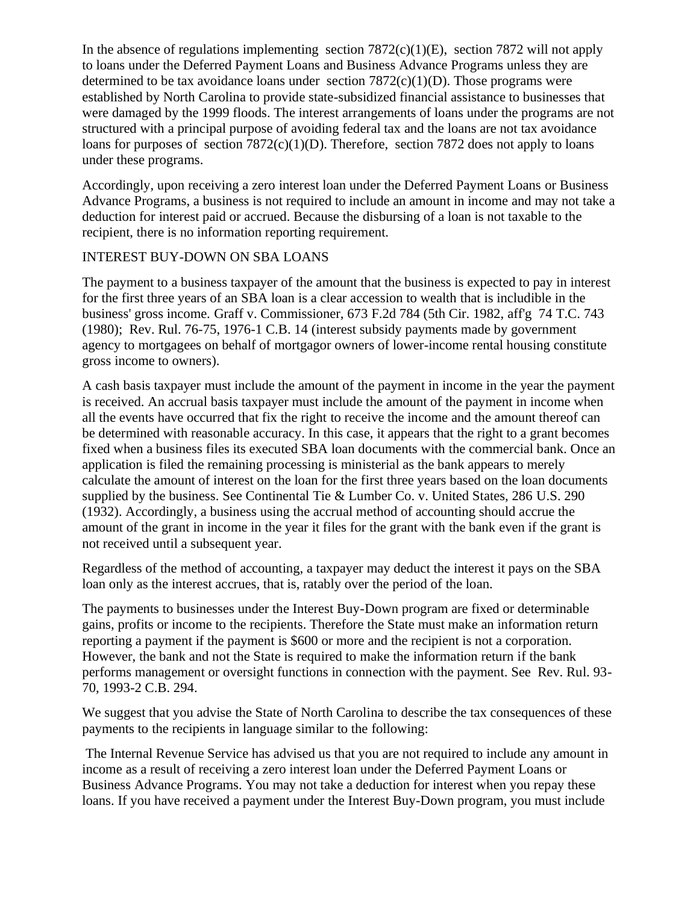In the absence of regulations implementing section 7872(c)(1)(E), section 7872 will not apply to loans under the Deferred Payment Loans and Business Advance Programs unless they are determined to be tax avoidance loans under section 7872(c)(1)(D). Those programs were established by North Carolina to provide state-subsidized financial assistance to businesses that were damaged by the 1999 floods. The interest arrangements of loans under the programs are not structured with a principal purpose of avoiding federal tax and the loans are not tax avoidance loans for purposes of section 7872(c)(1)(D). Therefore, section 7872 does not apply to loans under these programs.

Accordingly, upon receiving a zero interest loan under the Deferred Payment Loans or Business Advance Programs, a business is not required to include an amount in income and may not take a deduction for interest paid or accrued. Because the disbursing of a loan is not taxable to the recipient, there is no information reporting requirement.

## INTEREST BUY-DOWN ON SBA LOANS

The payment to a business taxpayer of the amount that the business is expected to pay in interest for the first three years of an SBA loan is a clear accession to wealth that is includible in the business' gross income. Graff v. Commissioner, 673 F.2d 784 (5th Cir. 1982, aff'g 74 T.C. 743 (1980); Rev. Rul. 76-75, 1976-1 C.B. 14 (interest subsidy payments made by government agency to mortgagees on behalf of mortgagor owners of lower-income rental housing constitute gross income to owners).

A cash basis taxpayer must include the amount of the payment in income in the year the payment is received. An accrual basis taxpayer must include the amount of the payment in income when all the events have occurred that fix the right to receive the income and the amount thereof can be determined with reasonable accuracy. In this case, it appears that the right to a grant becomes fixed when a business files its executed SBA loan documents with the commercial bank. Once an application is filed the remaining processing is ministerial as the bank appears to merely calculate the amount of interest on the loan for the first three years based on the loan documents supplied by the business. See Continental Tie & Lumber Co. v. United States, 286 U.S. 290 (1932). Accordingly, a business using the accrual method of accounting should accrue the amount of the grant in income in the year it files for the grant with the bank even if the grant is not received until a subsequent year.

Regardless of the method of accounting, a taxpayer may deduct the interest it pays on the SBA loan only as the interest accrues, that is, ratably over the period of the loan.

The payments to businesses under the Interest Buy-Down program are fixed or determinable gains, profits or income to the recipients. Therefore the State must make an information return reporting a payment if the payment is $600 or more and the recipient is not a corporation. However, the bank and not the State is required to make the information return if the bank performs management or oversight functions in connection with the payment. See Rev. Rul. 93-70, 1993-2 C.B. 294.

We suggest that you advise the State of North Carolina to describe the tax consequences of these payments to the recipients in language similar to the following:

The Internal Revenue Service has advised us that you are not required to include any amount in income as a result of receiving a zero interest loan under the Deferred Payment Loans or Business Advance Programs. You may not take a deduction for interest when you repay these loans. If you have received a payment under the Interest Buy-Down program, you must include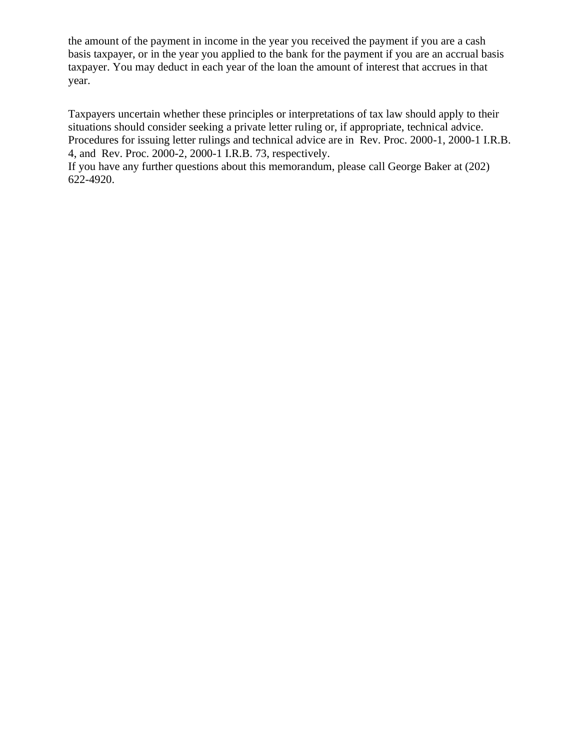the amount of the payment in income in the year you received the payment if you are a cash basis taxpayer, or in the year you applied to the bank for the payment if you are an accrual basis taxpayer. You may deduct in each year of the loan the amount of interest that accrues in that year.

Taxpayers uncertain whether these principles or interpretations of tax law should apply to their situations should consider seeking a private letter ruling or, if appropriate, technical advice. Procedures for issuing letter rulings and technical advice are in Rev. Proc. 2000-1, 2000-1 I.R.B. 4, and Rev. Proc. 2000-2, 2000-1 I.R.B. 73, respectively.

If you have any further questions about this memorandum, please call George Baker at (202) 622-4920.